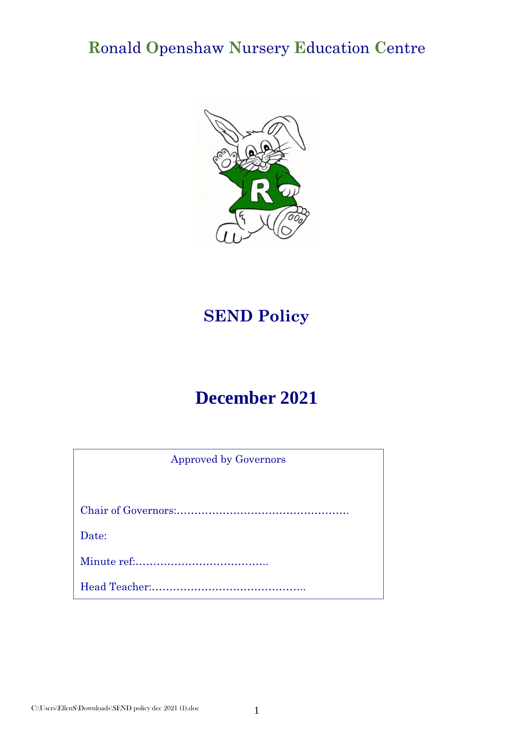# Ronald Openshaw Nursery Education Centre

# SEND Policy

# December 2021

Approved by Governors

Chair of Governors:………………………………………….

Date:

Minute ref:……………………………….

Head Teacher:……………………………………..

C:\Users\EllenS\Downloads\SEND policy dec 2021 (1).doc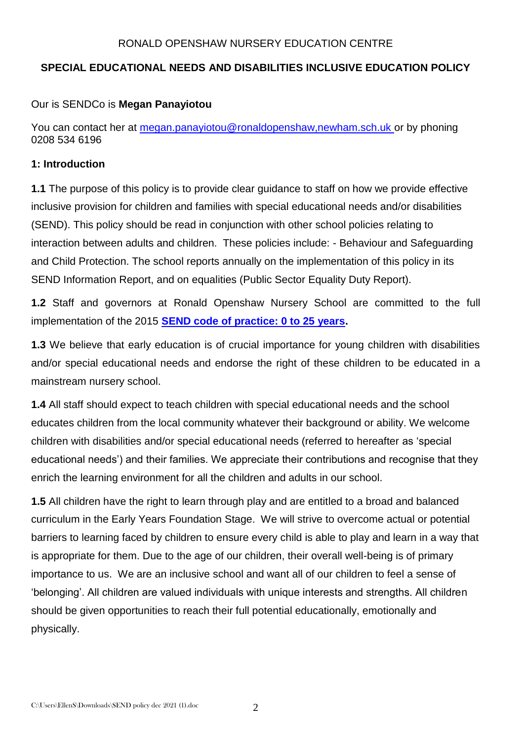RONALD OPENSHAW NURSERY EDUCATION CENTRE

**SPECIAL EDUCATIONAL NEEDS AND DISABILITIES INCLUSIVE EDUCATION POLICY**

Our is SENDCo is **Megan Panayiotou**

You can contact her at megan.panayiotou@ronaldopenshaw,newham.sch.uk or by phoning 0208 534 6196

**1: Introduction**

**1.1** The purpose of this policy is to provide clear guidance to staff on how we provide effective inclusive provision for children and families with special educational needs and/or disabilities (SEND). This policy should be read in conjunction with other school policies relating to interaction between adults and children. These policies include: - Behaviour and Safeguarding and Child Protection. The school reports annually on the implementation of this policy in its SEND Information Report, and on equalities (Public Sector Equality Duty Report).

**1.2** Staff and governors at Ronald Openshaw Nursery School are committed to the full implementation of the 2015 **SEND code of practice: 0 to 25 years.**

**1.3** We believe that early education is of crucial importance for young children with disabilities and/or special educational needs and endorse the right of these children to be educated in a mainstream nursery school.

**1.4** All staff should expect to teach children with special educational needs and the school educates children from the local community whatever their background or ability. We welcome children with disabilities and/or special educational needs (referred to hereafter as 'special educational needs') and their families. We appreciate their contributions and recognise that they enrich the learning environment for all the children and adults in our school.

**1.5** All children have the right to learn through play and are entitled to a broad and balanced curriculum in the Early Years Foundation Stage. We will strive to overcome actual or potential barriers to learning faced by children to ensure every child is able to play and learn in a way that is appropriate for them. Due to the age of our children, their overall well-being is of primary importance to us. We are an inclusive school and want all of our children to feel a sense of 'belonging'. All children are valued individuals with unique interests and strengths. All children should be given opportunities to reach their full potential educationally, emotionally and physically.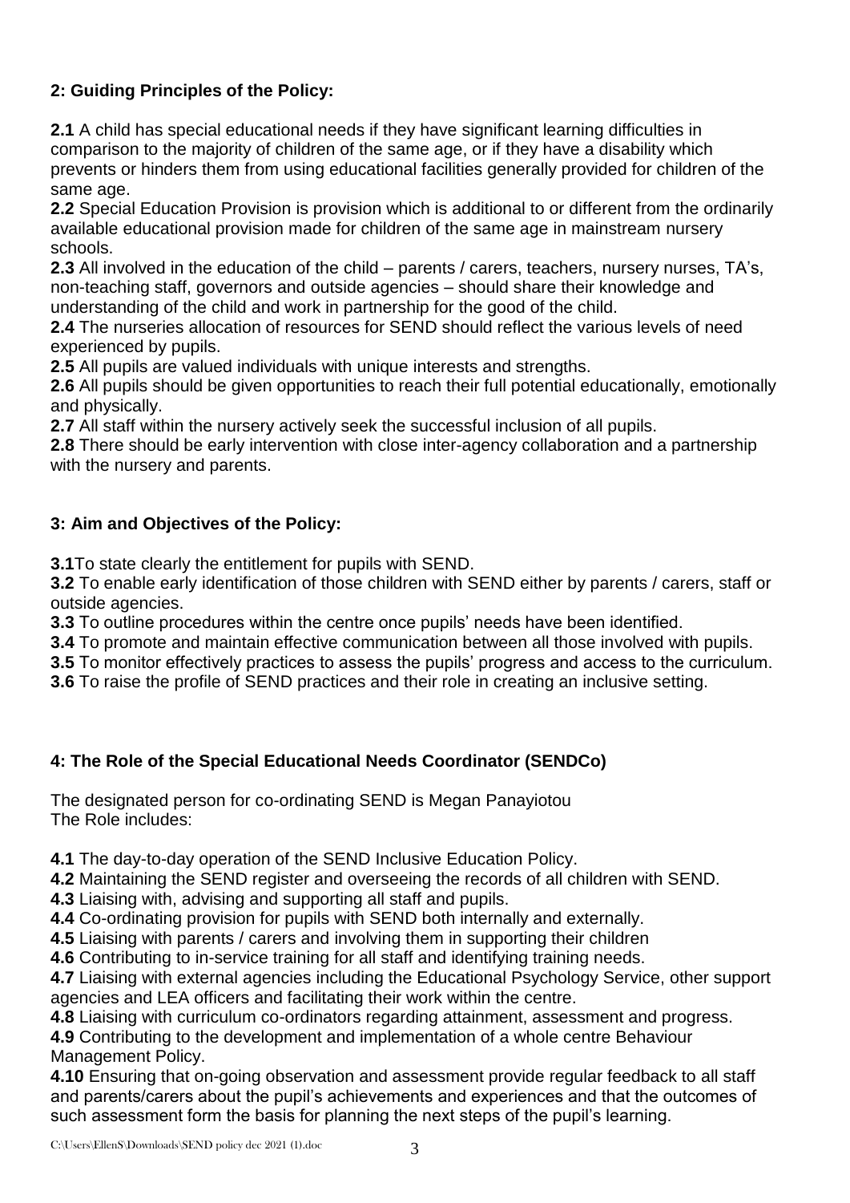## 2: Guiding Principles of the Policy:

**2.1** A child has special educational needs if they have significant learning difficulties in comparison to the majority of children of the same age, or if they have a disability which prevents or hinders them from using educational facilities generally provided for children of the same age.

**2.2** Special Education Provision is provision which is additional to or different from the ordinarily available educational provision made for children of the same age in mainstream nursery schools.

**2.3** All involved in the education of the child – parents / carers, teachers, nursery nurses, TA's, non-teaching staff, governors and outside agencies – should share their knowledge and understanding of the child and work in partnership for the good of the child.

**2.4** The nurseries allocation of resources for SEND should reflect the various levels of need experienced by pupils.

**2.5** All pupils are valued individuals with unique interests and strengths.

**2.6** All pupils should be given opportunities to reach their full potential educationally, emotionally and physically.

**2.7** All staff within the nursery actively seek the successful inclusion of all pupils.

**2.8** There should be early intervention with close inter-agency collaboration and a partnership with the nursery and parents.

## 3: Aim and Objectives of the Policy:

**3.1**To state clearly the entitlement for pupils with SEND.

**3.2** To enable early identification of those children with SEND either by parents / carers, staff or outside agencies.

**3.3** To outline procedures within the centre once pupils' needs have been identified.

**3.4** To promote and maintain effective communication between all those involved with pupils.

**3.5** To monitor effectively practices to assess the pupils' progress and access to the curriculum.

**3.6** To raise the profile of SEND practices and their role in creating an inclusive setting.

## 4: The Role of the Special Educational Needs Coordinator (SENDCo)

The designated person for co-ordinating SEND is Megan Panayiotou
The Role includes:

**4.1** The day-to-day operation of the SEND Inclusive Education Policy.

**4.2** Maintaining the SEND register and overseeing the records of all children with SEND.

**4.3** Liaising with, advising and supporting all staff and pupils.

**4.4** Co-ordinating provision for pupils with SEND both internally and externally.

**4.5** Liaising with parents / carers and involving them in supporting their children

**4.6** Contributing to in-service training for all staff and identifying training needs.

**4.7** Liaising with external agencies including the Educational Psychology Service, other support agencies and LEA officers and facilitating their work within the centre.

**4.8** Liaising with curriculum co-ordinators regarding attainment, assessment and progress.

**4.9** Contributing to the development and implementation of a whole centre Behaviour Management Policy.

**4.10** Ensuring that on-going observation and assessment provide regular feedback to all staff and parents/carers about the pupil's achievements and experiences and that the outcomes of such assessment form the basis for planning the next steps of the pupil's learning.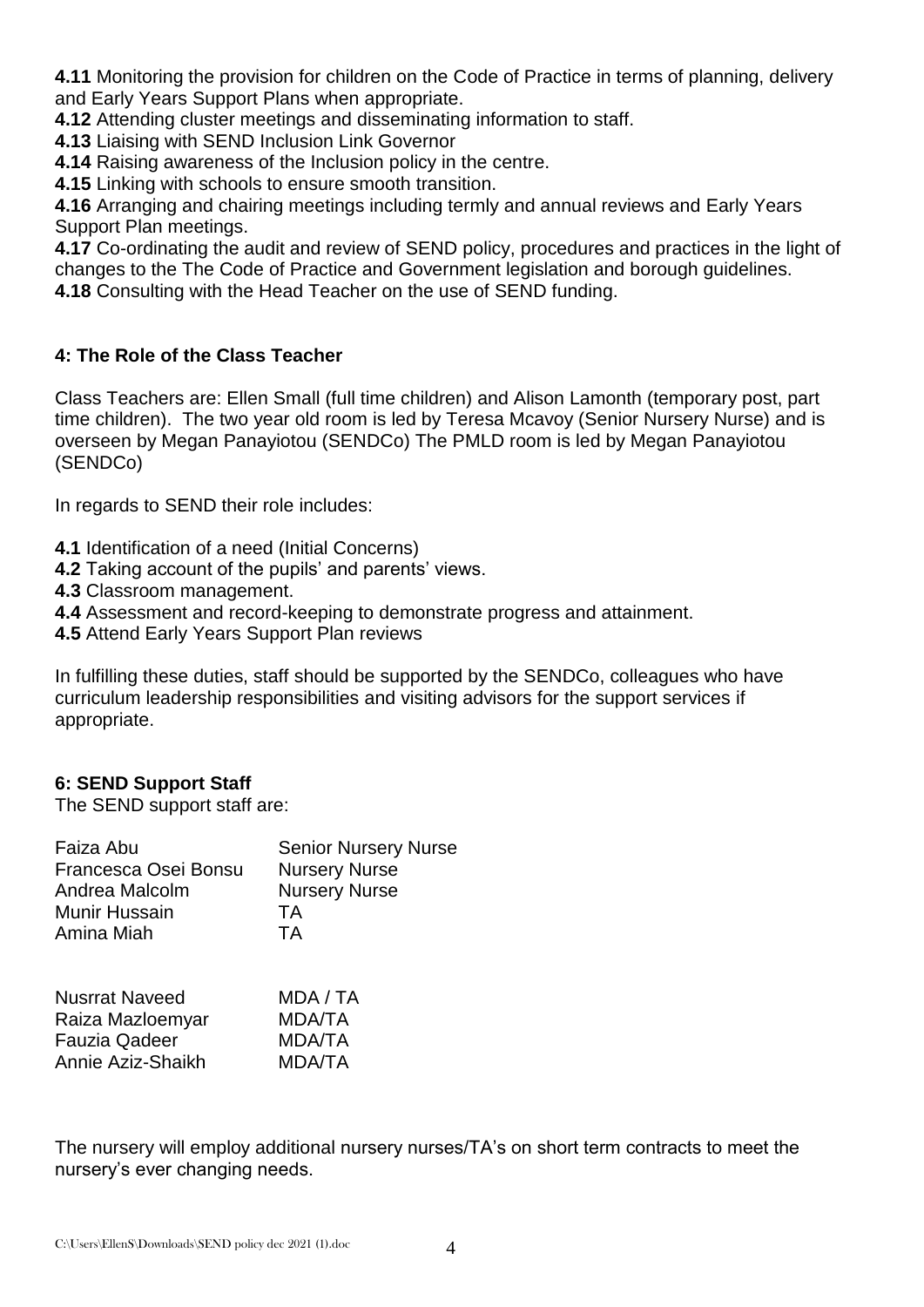**4.11** Monitoring the provision for children on the Code of Practice in terms of planning, delivery and Early Years Support Plans when appropriate.
**4.12** Attending cluster meetings and disseminating information to staff.
**4.13** Liaising with SEND Inclusion Link Governor
**4.14** Raising awareness of the Inclusion policy in the centre.
**4.15** Linking with schools to ensure smooth transition.
**4.16** Arranging and chairing meetings including termly and annual reviews and Early Years Support Plan meetings.
**4.17** Co-ordinating the audit and review of SEND policy, procedures and practices in the light of changes to the The Code of Practice and Government legislation and borough guidelines.
**4.18** Consulting with the Head Teacher on the use of SEND funding.

### 4: The Role of the Class Teacher

Class Teachers are: Ellen Small (full time children) and Alison Lamonth (temporary post, part time children). The two year old room is led by Teresa Mcavoy (Senior Nursery Nurse) and is overseen by Megan Panayiotou (SENDCo) The PMLD room is led by Megan Panayiotou (SENDCo)

In regards to SEND their role includes:

**4.1** Identification of a need (Initial Concerns)
**4.2** Taking account of the pupils' and parents' views.
**4.3** Classroom management.
**4.4** Assessment and record-keeping to demonstrate progress and attainment.
**4.5** Attend Early Years Support Plan reviews

In fulfilling these duties, staff should be supported by the SENDCo, colleagues who have curriculum leadership responsibilities and visiting advisors for the support services if appropriate.

### 6: SEND Support Staff

The SEND support staff are:

| | |
|---|---|
| Faiza Abu | Senior Nursery Nurse |
| Francesca Osei Bonsu | Nursery Nurse |
| Andrea Malcolm | Nursery Nurse |
| Munir Hussain | TA |
| Amina Miah | TA |
| | |
| Nusrrat Naveed | MDA / TA |
| Raiza Mazloemyar | MDA/TA |
| Fauzia Qadeer | MDA/TA |
| Annie Aziz-Shaikh | MDA/TA |

The nursery will employ additional nursery nurses/TA's on short term contracts to meet the nursery's ever changing needs.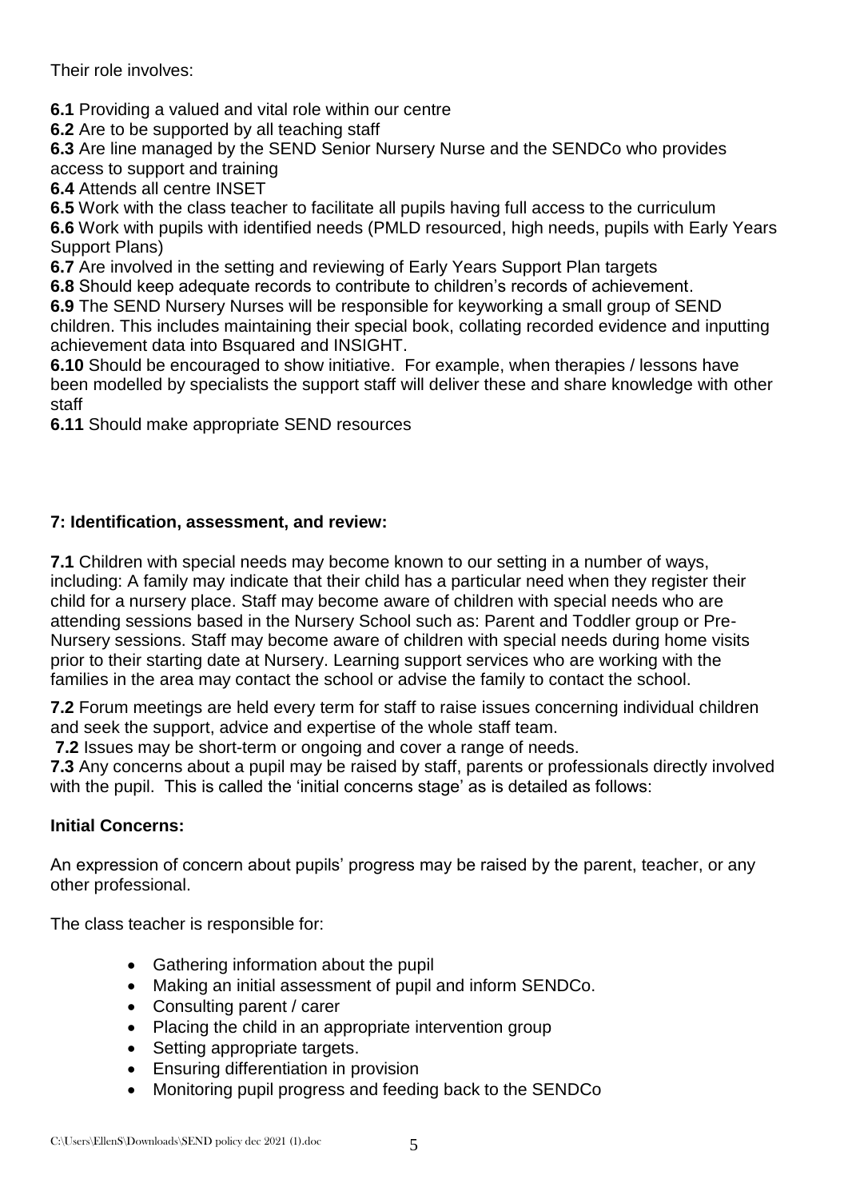Their role involves:

**6.1** Providing a valued and vital role within our centre
**6.2** Are to be supported by all teaching staff
**6.3** Are line managed by the SEND Senior Nursery Nurse and the SENDCo who provides access to support and training
**6.4** Attends all centre INSET
**6.5** Work with the class teacher to facilitate all pupils having full access to the curriculum
**6.6** Work with pupils with identified needs (PMLD resourced, high needs, pupils with Early Years Support Plans)
**6.7** Are involved in the setting and reviewing of Early Years Support Plan targets
**6.8** Should keep adequate records to contribute to children's records of achievement.
**6.9** The SEND Nursery Nurses will be responsible for keyworking a small group of SEND children. This includes maintaining their special book, collating recorded evidence and inputting achievement data into Bsquared and INSIGHT.
**6.10** Should be encouraged to show initiative. For example, when therapies / lessons have been modelled by specialists the support staff will deliver these and share knowledge with other staff
**6.11** Should make appropriate SEND resources

## 7: Identification, assessment, and review:

**7.1** Children with special needs may become known to our setting in a number of ways, including: A family may indicate that their child has a particular need when they register their child for a nursery place. Staff may become aware of children with special needs who are attending sessions based in the Nursery School such as: Parent and Toddler group or Pre-Nursery sessions. Staff may become aware of children with special needs during home visits prior to their starting date at Nursery. Learning support services who are working with the families in the area may contact the school or advise the family to contact the school.

**7.2** Forum meetings are held every term for staff to raise issues concerning individual children and seek the support, advice and expertise of the whole staff team.

**7.2** Issues may be short-term or ongoing and cover a range of needs.

**7.3** Any concerns about a pupil may be raised by staff, parents or professionals directly involved with the pupil. This is called the 'initial concerns stage' as is detailed as follows:

### Initial Concerns:

An expression of concern about pupils' progress may be raised by the parent, teacher, or any other professional.

The class teacher is responsible for:

- Gathering information about the pupil
- Making an initial assessment of pupil and inform SENDCo.
- Consulting parent / carer
- Placing the child in an appropriate intervention group
- Setting appropriate targets.
- Ensuring differentiation in provision
- Monitoring pupil progress and feeding back to the SENDCo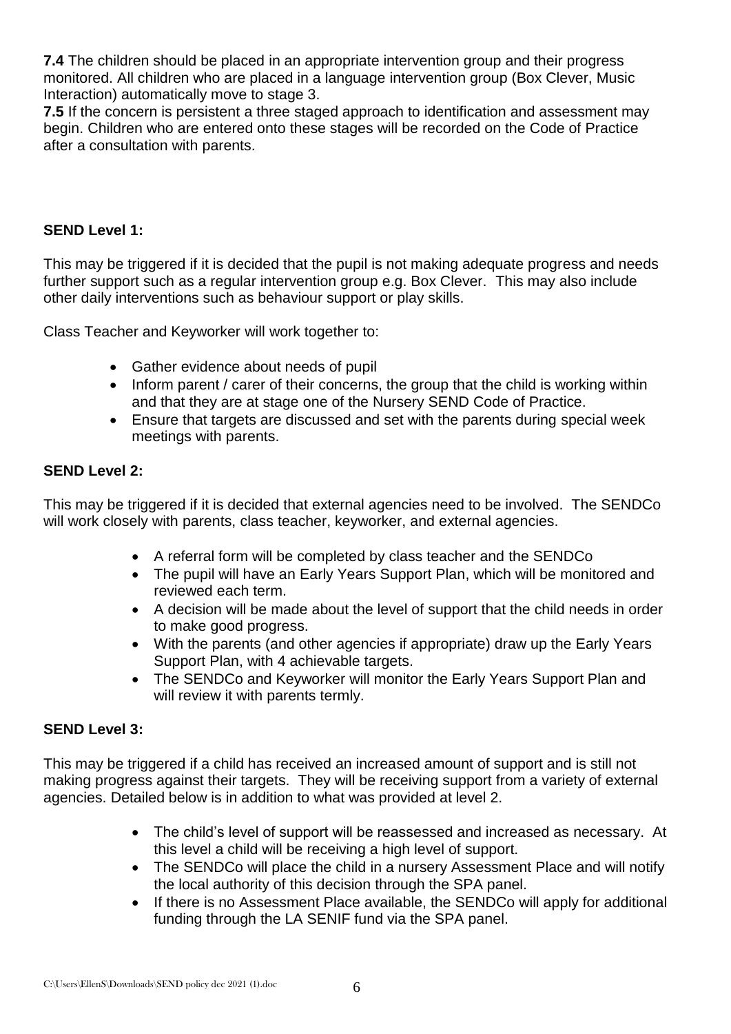**7.4** The children should be placed in an appropriate intervention group and their progress monitored. All children who are placed in a language intervention group (Box Clever, Music Interaction) automatically move to stage 3.

**7.5** If the concern is persistent a three staged approach to identification and assessment may begin. Children who are entered onto these stages will be recorded on the Code of Practice after a consultation with parents.

**SEND Level 1:**

This may be triggered if it is decided that the pupil is not making adequate progress and needs further support such as a regular intervention group e.g. Box Clever. This may also include other daily interventions such as behaviour support or play skills.

Class Teacher and Keyworker will work together to:

- Gather evidence about needs of pupil
- Inform parent / carer of their concerns, the group that the child is working within and that they are at stage one of the Nursery SEND Code of Practice.
- Ensure that targets are discussed and set with the parents during special week meetings with parents.

**SEND Level 2:**

This may be triggered if it is decided that external agencies need to be involved. The SENDCo will work closely with parents, class teacher, keyworker, and external agencies.

- A referral form will be completed by class teacher and the SENDCo
- The pupil will have an Early Years Support Plan, which will be monitored and reviewed each term.
- A decision will be made about the level of support that the child needs in order to make good progress.
- With the parents (and other agencies if appropriate) draw up the Early Years Support Plan, with 4 achievable targets.
- The SENDCo and Keyworker will monitor the Early Years Support Plan and will review it with parents termly.

**SEND Level 3:**

This may be triggered if a child has received an increased amount of support and is still not making progress against their targets. They will be receiving support from a variety of external agencies. Detailed below is in addition to what was provided at level 2.

- The child's level of support will be reassessed and increased as necessary. At this level a child will be receiving a high level of support.
- The SENDCo will place the child in a nursery Assessment Place and will notify the local authority of this decision through the SPA panel.
- If there is no Assessment Place available, the SENDCo will apply for additional funding through the LA SENIF fund via the SPA panel.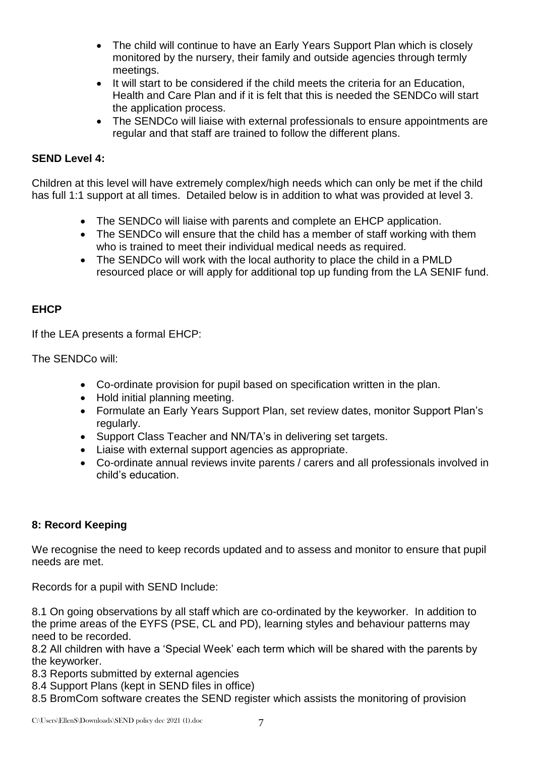- The child will continue to have an Early Years Support Plan which is closely monitored by the nursery, their family and outside agencies through termly meetings.
- It will start to be considered if the child meets the criteria for an Education, Health and Care Plan and if it is felt that this is needed the SENDCo will start the application process.
- The SENDCo will liaise with external professionals to ensure appointments are regular and that staff are trained to follow the different plans.

**SEND Level 4:**

Children at this level will have extremely complex/high needs which can only be met if the child has full 1:1 support at all times. Detailed below is in addition to what was provided at level 3.

- The SENDCo will liaise with parents and complete an EHCP application.
- The SENDCo will ensure that the child has a member of staff working with them who is trained to meet their individual medical needs as required.
- The SENDCo will work with the local authority to place the child in a PMLD resourced place or will apply for additional top up funding from the LA SENIF fund.

**EHCP**

If the LEA presents a formal EHCP:

The SENDCo will:

- Co-ordinate provision for pupil based on specification written in the plan.
- Hold initial planning meeting.
- Formulate an Early Years Support Plan, set review dates, monitor Support Plan's regularly.
- Support Class Teacher and NN/TA's in delivering set targets.
- Liaise with external support agencies as appropriate.
- Co-ordinate annual reviews invite parents / carers and all professionals involved in child's education.

**8: Record Keeping**

We recognise the need to keep records updated and to assess and monitor to ensure that pupil needs are met.

Records for a pupil with SEND Include:

8.1 On going observations by all staff which are co-ordinated by the keyworker. In addition to the prime areas of the EYFS (PSE, CL and PD), learning styles and behaviour patterns may need to be recorded.
8.2 All children with have a 'Special Week' each term which will be shared with the parents by the keyworker.
8.3 Reports submitted by external agencies
8.4 Support Plans (kept in SEND files in office)
8.5 BromCom software creates the SEND register which assists the monitoring of provision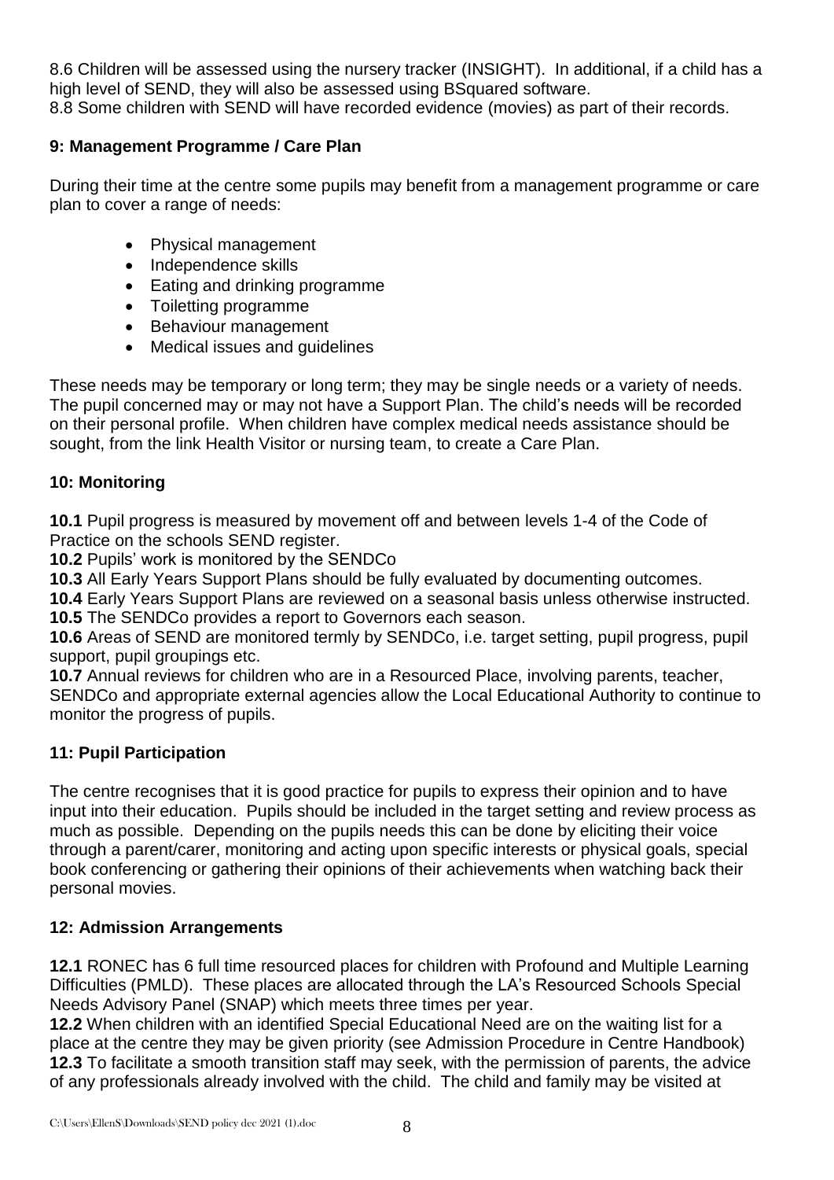8.6 Children will be assessed using the nursery tracker (INSIGHT). In additional, if a child has a high level of SEND, they will also be assessed using BSquared software.
8.8 Some children with SEND will have recorded evidence (movies) as part of their records.

### 9: Management Programme / Care Plan

During their time at the centre some pupils may benefit from a management programme or care plan to cover a range of needs:

- Physical management
- Independence skills
- Eating and drinking programme
- Toiletting programme
- Behaviour management
- Medical issues and guidelines

These needs may be temporary or long term; they may be single needs or a variety of needs. The pupil concerned may or may not have a Support Plan. The child's needs will be recorded on their personal profile. When children have complex medical needs assistance should be sought, from the link Health Visitor or nursing team, to create a Care Plan.

### 10: Monitoring

**10.1** Pupil progress is measured by movement off and between levels 1-4 of the Code of Practice on the schools SEND register.
**10.2** Pupils' work is monitored by the SENDCo
**10.3** All Early Years Support Plans should be fully evaluated by documenting outcomes.
**10.4** Early Years Support Plans are reviewed on a seasonal basis unless otherwise instructed.
**10.5** The SENDCo provides a report to Governors each season.
**10.6** Areas of SEND are monitored termly by SENDCo, i.e. target setting, pupil progress, pupil support, pupil groupings etc.
**10.7** Annual reviews for children who are in a Resourced Place, involving parents, teacher, SENDCo and appropriate external agencies allow the Local Educational Authority to continue to monitor the progress of pupils.

### 11: Pupil Participation

The centre recognises that it is good practice for pupils to express their opinion and to have input into their education. Pupils should be included in the target setting and review process as much as possible. Depending on the pupils needs this can be done by eliciting their voice through a parent/carer, monitoring and acting upon specific interests or physical goals, special book conferencing or gathering their opinions of their achievements when watching back their personal movies.

### 12: Admission Arrangements

**12.1** RONEC has 6 full time resourced places for children with Profound and Multiple Learning Difficulties (PMLD). These places are allocated through the LA's Resourced Schools Special Needs Advisory Panel (SNAP) which meets three times per year.
**12.2** When children with an identified Special Educational Need are on the waiting list for a place at the centre they may be given priority (see Admission Procedure in Centre Handbook)
**12.3** To facilitate a smooth transition staff may seek, with the permission of parents, the advice of any professionals already involved with the child. The child and family may be visited at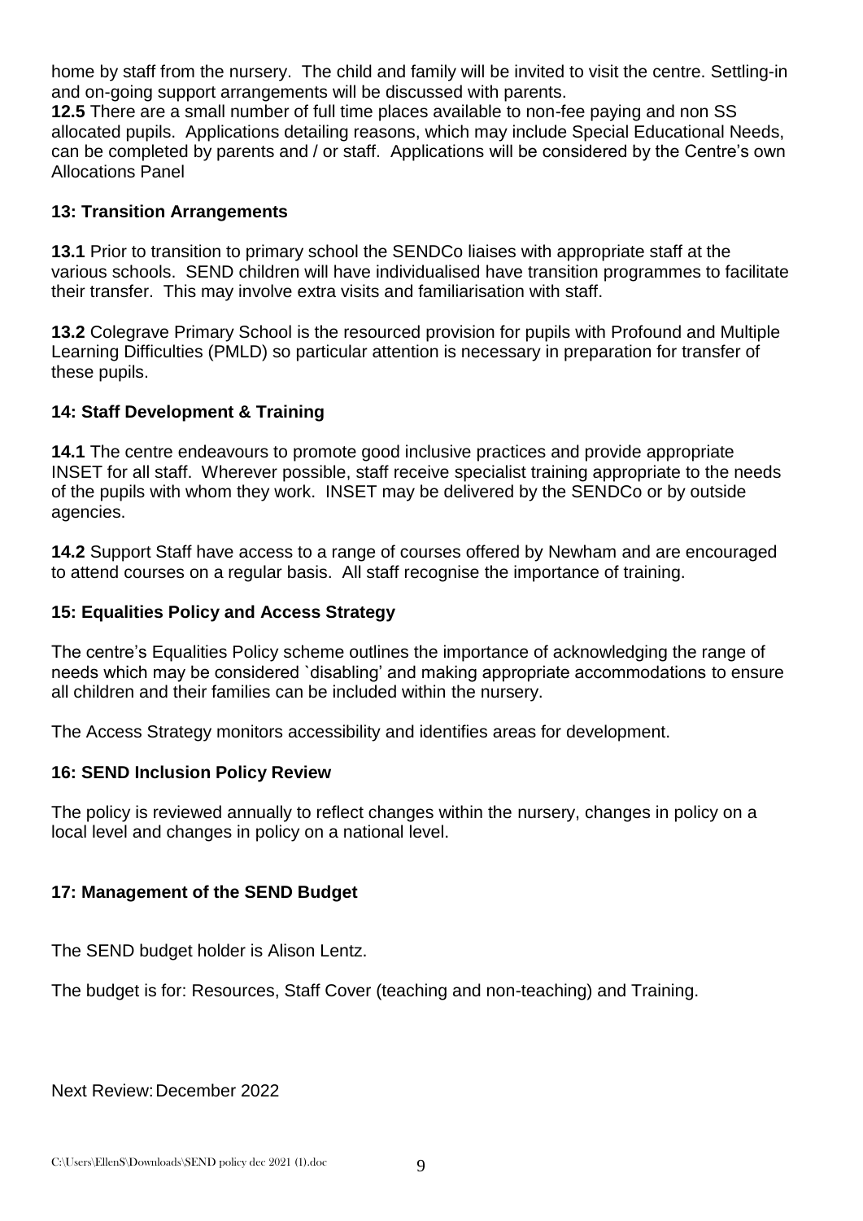home by staff from the nursery. The child and family will be invited to visit the centre. Settling-in and on-going support arrangements will be discussed with parents.

**12.5** There are a small number of full time places available to non-fee paying and non SS allocated pupils. Applications detailing reasons, which may include Special Educational Needs, can be completed by parents and / or staff. Applications will be considered by the Centre's own Allocations Panel

### 13: Transition Arrangements

**13.1** Prior to transition to primary school the SENDCo liaises with appropriate staff at the various schools. SEND children will have individualised have transition programmes to facilitate their transfer. This may involve extra visits and familiarisation with staff.

**13.2** Colegrave Primary School is the resourced provision for pupils with Profound and Multiple Learning Difficulties (PMLD) so particular attention is necessary in preparation for transfer of these pupils.

### 14: Staff Development & Training

**14.1** The centre endeavours to promote good inclusive practices and provide appropriate INSET for all staff. Wherever possible, staff receive specialist training appropriate to the needs of the pupils with whom they work. INSET may be delivered by the SENDCo or by outside agencies.

**14.2** Support Staff have access to a range of courses offered by Newham and are encouraged to attend courses on a regular basis. All staff recognise the importance of training.

### 15: Equalities Policy and Access Strategy

The centre's Equalities Policy scheme outlines the importance of acknowledging the range of needs which may be considered `disabling' and making appropriate accommodations to ensure all children and their families can be included within the nursery.

The Access Strategy monitors accessibility and identifies areas for development.

### 16: SEND Inclusion Policy Review

The policy is reviewed annually to reflect changes within the nursery, changes in policy on a local level and changes in policy on a national level.

### 17: Management of the SEND Budget

The SEND budget holder is Alison Lentz.

The budget is for: Resources, Staff Cover (teaching and non-teaching) and Training.

Next Review: December 2022